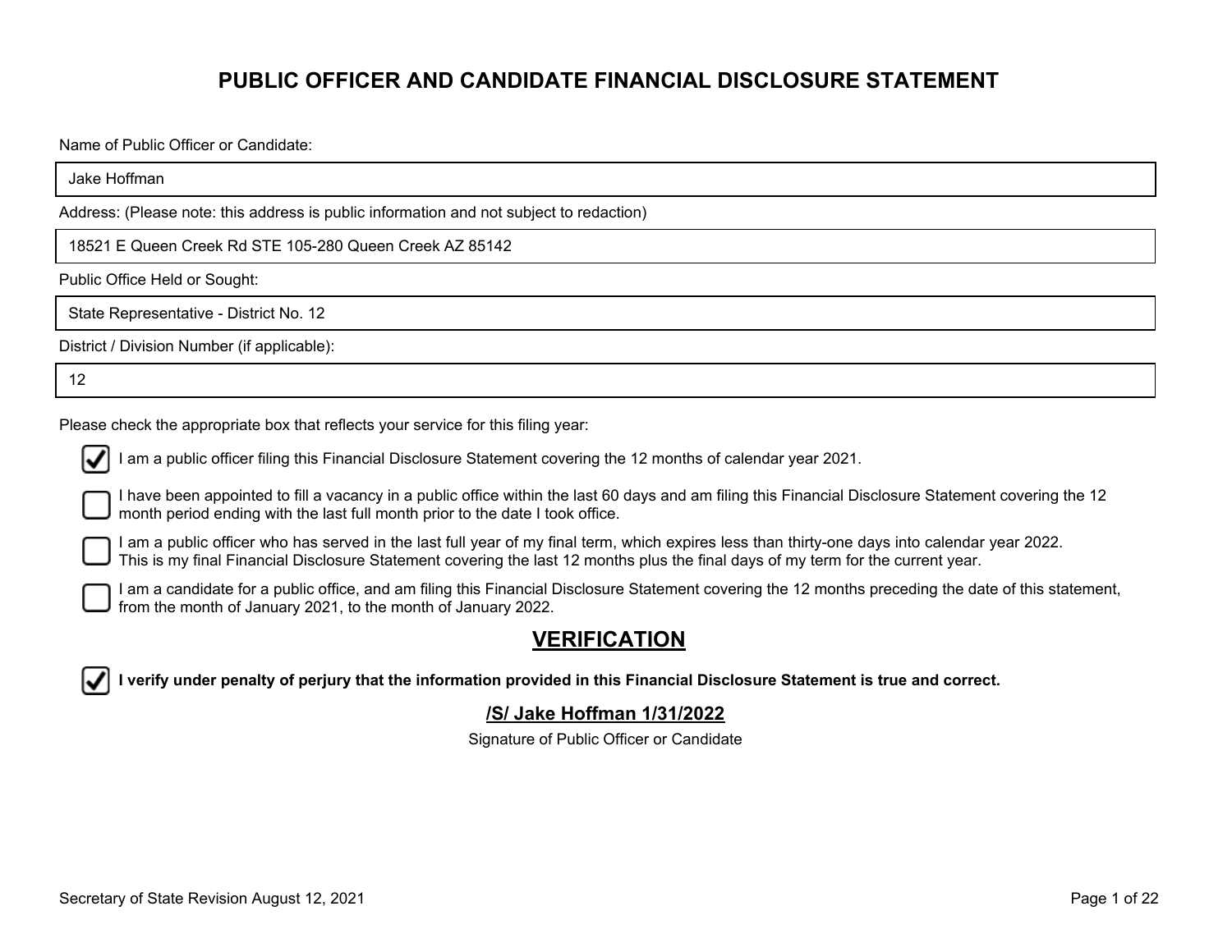# PUBLIC OFFICER AND CANDIDATE FINANCIAL DISCLOSURE STATEMENT

Name of Public Officer or Candidate:

Jake Hoffman

Address: (Please note: this address is public information and not subject to redaction)

18521 E Queen Creek Rd STE 105-280 Queen Creek AZ 85142

Public Office Held or Sought:

State Representative - District No. 12

District / Division Number (if applicable):

12

Please check the appropriate box that reflects your service for this filing year:

- [x] I am a public officer filing this Financial Disclosure Statement covering the 12 months of calendar year 2021.
- [ ] I have been appointed to fill a vacancy in a public office within the last 60 days and am filing this Financial Disclosure Statement covering the 12 month period ending with the last full month prior to the date I took office.
- [ ] I am a public officer who has served in the last full year of my final term, which expires less than thirty-one days into calendar year 2022. This is my final Financial Disclosure Statement covering the last 12 months plus the final days of my term for the current year.
- [ ] I am a candidate for a public office, and am filing this Financial Disclosure Statement covering the 12 months preceding the date of this statement, from the month of January 2021, to the month of January 2022.

## VERIFICATION

- [x] **I verify under penalty of perjury that the information provided in this Financial Disclosure Statement is true and correct.**

**/S/ Jake Hoffman 1/31/2022**

Signature of Public Officer or Candidate

Secretary of State Revision August 12, 2021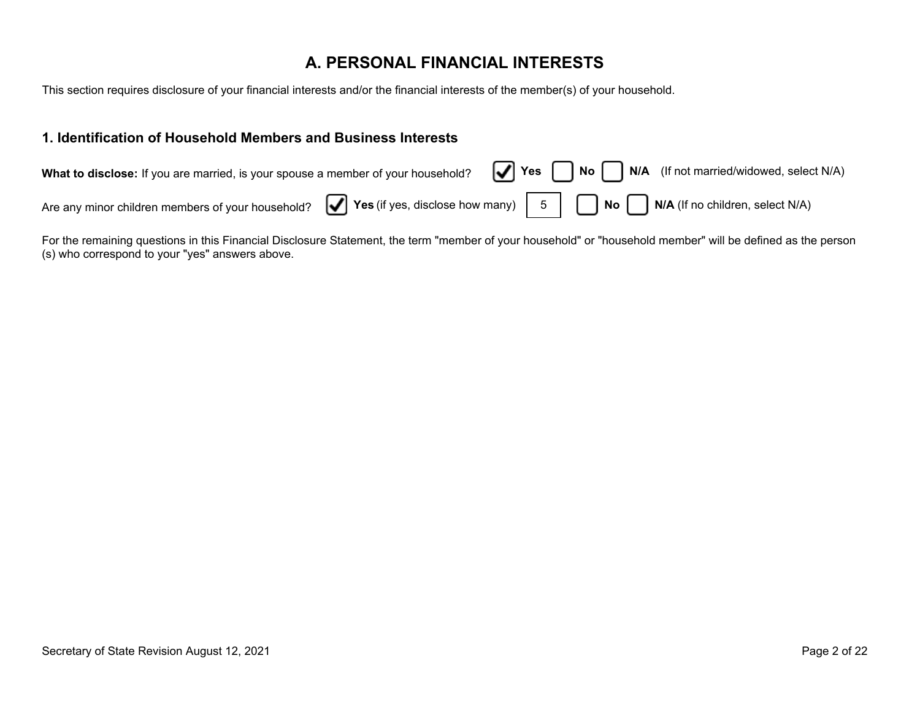# A. PERSONAL FINANCIAL INTERESTS

This section requires disclosure of your financial interests and/or the financial interests of the member(s) of your household.

## 1. Identification of Household Members and Business Interests

**What to disclose:** If you are married, is your spouse a member of your household? ☑ **Yes** ☐ **No** ☐ **N/A** (If not married/widowed, select N/A)

Are any minor children members of your household? ☑ **Yes** (if yes, disclose how many) 5 ☐ **No** ☐ **N/A** (If no children, select N/A)

For the remaining questions in this Financial Disclosure Statement, the term "member of your household" or "household member" will be defined as the person (s) who correspond to your "yes" answers above.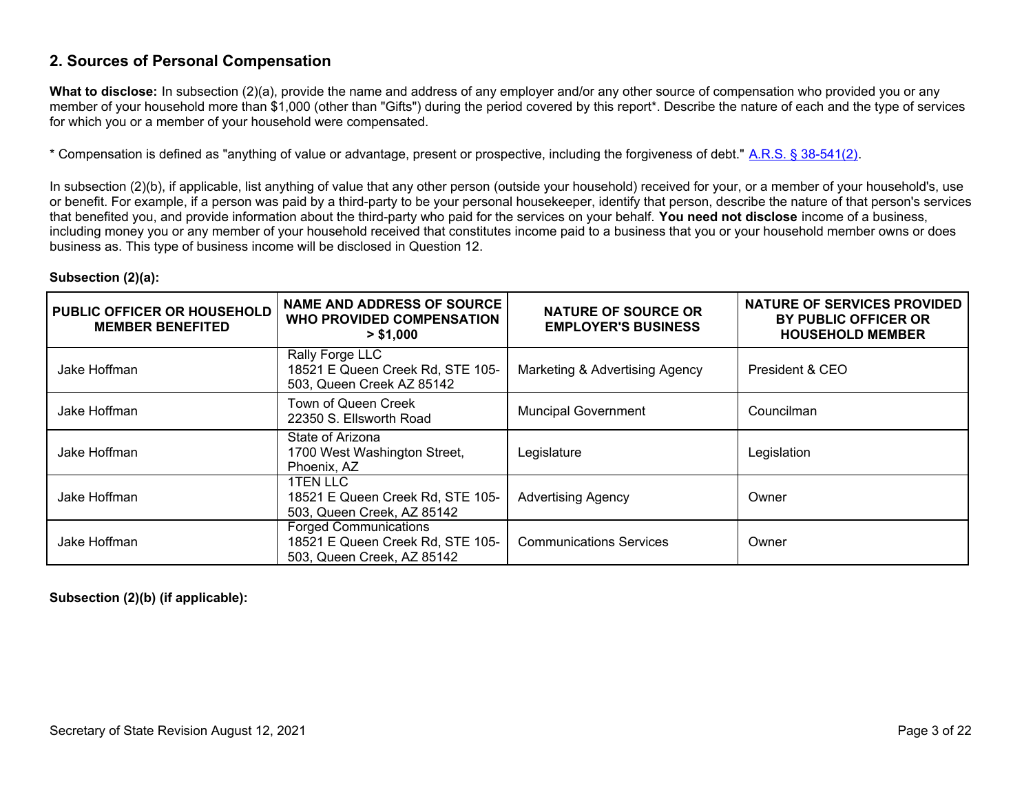## 2. Sources of Personal Compensation

**What to disclose:** In subsection (2)(a), provide the name and address of any employer and/or any other source of compensation who provided you or any member of your household more than $1,000 (other than "Gifts") during the period covered by this report*. Describe the nature of each and the type of services for which you or a member of your household were compensated.

* Compensation is defined as "anything of value or advantage, present or prospective, including the forgiveness of debt." [A.R.S. § 38-541(2)](#).

In subsection (2)(b), if applicable, list anything of value that any other person (outside your household) received for your, or a member of your household's, use or benefit. For example, if a person was paid by a third-party to be your personal housekeeper, identify that person, describe the nature of that person's services that benefited you, and provide information about the third-party who paid for the services on your behalf. **You need not disclose** income of a business, including money you or any member of your household received that constitutes income paid to a business that you or your household member owns or does business as. This type of business income will be disclosed in Question 12.

**Subsection (2)(a):**

| PUBLIC OFFICER OR HOUSEHOLD MEMBER BENEFITED | NAME AND ADDRESS OF SOURCE WHO PROVIDED COMPENSATION > $1,000 | NATURE OF SOURCE OR EMPLOYER'S BUSINESS | NATURE OF SERVICES PROVIDED BY PUBLIC OFFICER OR HOUSEHOLD MEMBER |
|---|---|---|---|
| Jake Hoffman | Rally Forge LLC 18521 E Queen Creek Rd, STE 105-503, Queen Creek AZ 85142 | Marketing & Advertising Agency | President & CEO |
| Jake Hoffman | Town of Queen Creek 22350 S. Ellsworth Road | Muncipal Government | Councilman |
| Jake Hoffman | State of Arizona 1700 West Washington Street, Phoenix, AZ | Legislature | Legislation |
| Jake Hoffman | 1TEN LLC 18521 E Queen Creek Rd, STE 105-503, Queen Creek, AZ 85142 | Advertising Agency | Owner |
| Jake Hoffman | Forged Communications 18521 E Queen Creek Rd, STE 105-503, Queen Creek, AZ 85142 | Communications Services | Owner |

**Subsection (2)(b) (if applicable):**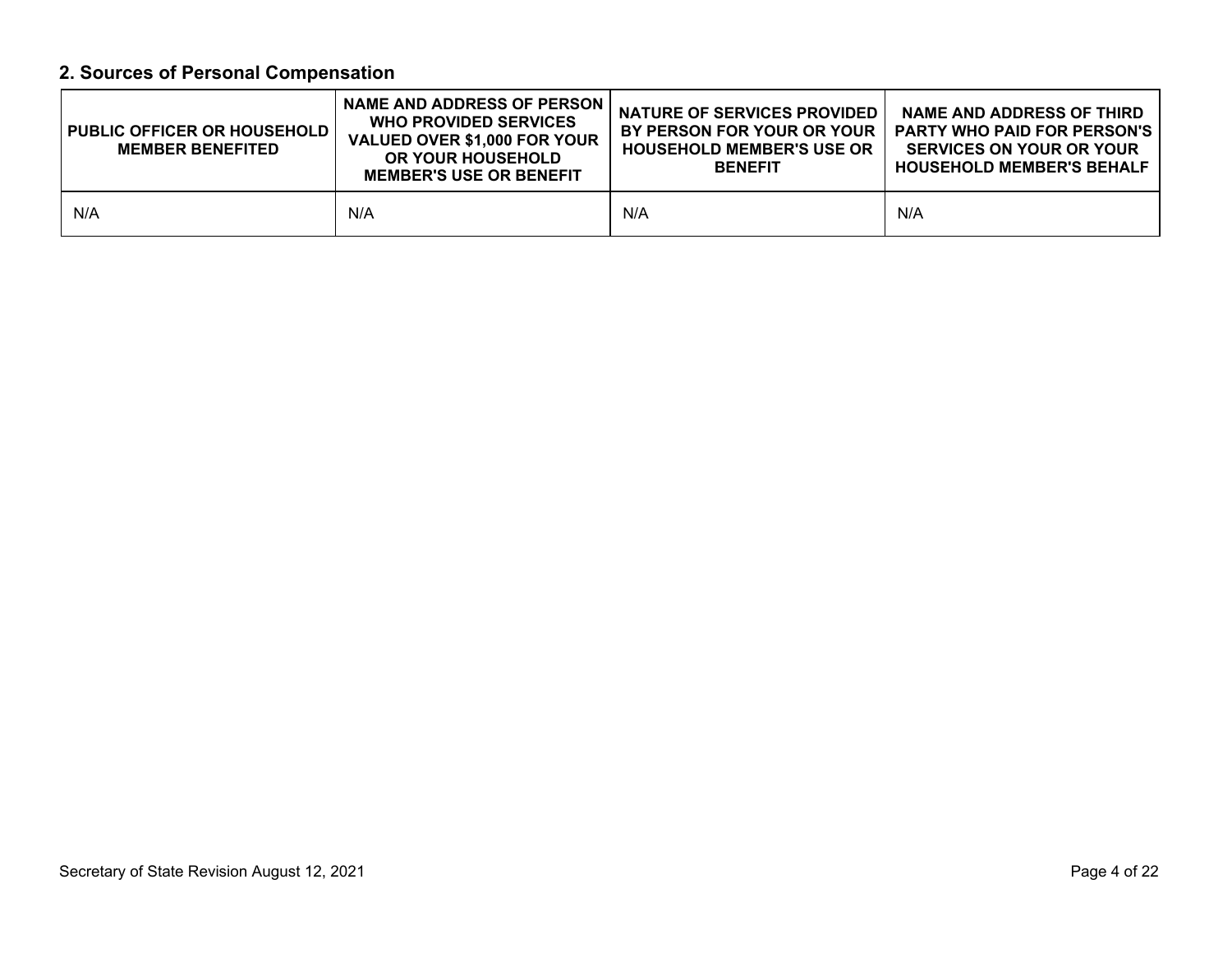## 2. Sources of Personal Compensation

| PUBLIC OFFICER OR HOUSEHOLD MEMBER BENEFITED | NAME AND ADDRESS OF PERSON WHO PROVIDED SERVICES VALUED OVER $1,000 FOR YOUR OR YOUR HOUSEHOLD MEMBER'S USE OR BENEFIT | NATURE OF SERVICES PROVIDED BY PERSON FOR YOUR OR YOUR HOUSEHOLD MEMBER'S USE OR BENEFIT | NAME AND ADDRESS OF THIRD PARTY WHO PAID FOR PERSON'S SERVICES ON YOUR OR YOUR HOUSEHOLD MEMBER'S BEHALF |
|---|---|---|---|
| N/A | N/A | N/A | N/A |

Secretary of State Revision August 12, 2021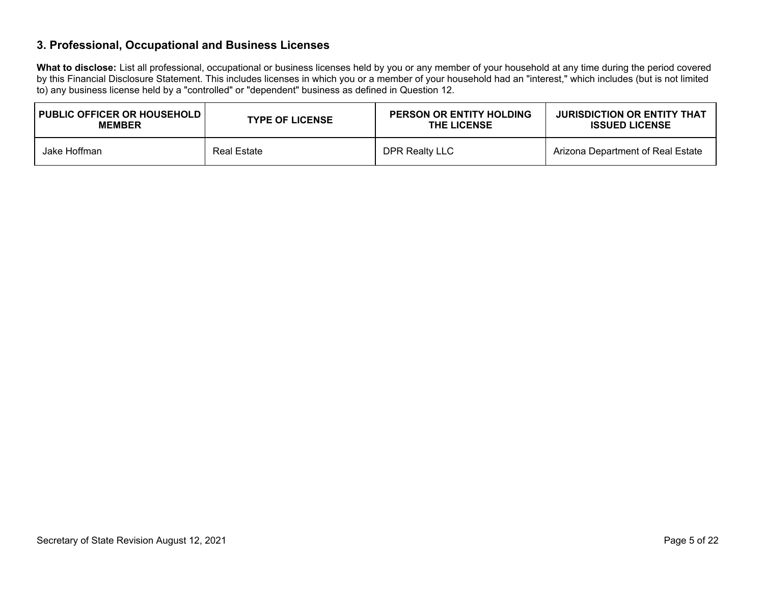## 3. Professional, Occupational and Business Licenses

**What to disclose:** List all professional, occupational or business licenses held by you or any member of your household at any time during the period covered by this Financial Disclosure Statement. This includes licenses in which you or a member of your household had an "interest," which includes (but is not limited to) any business license held by a "controlled" or "dependent" business as defined in Question 12.

| PUBLIC OFFICER OR HOUSEHOLD MEMBER | TYPE OF LICENSE | PERSON OR ENTITY HOLDING THE LICENSE | JURISDICTION OR ENTITY THAT ISSUED LICENSE |
|---|---|---|---|
| Jake Hoffman | Real Estate | DPR Realty LLC | Arizona Department of Real Estate |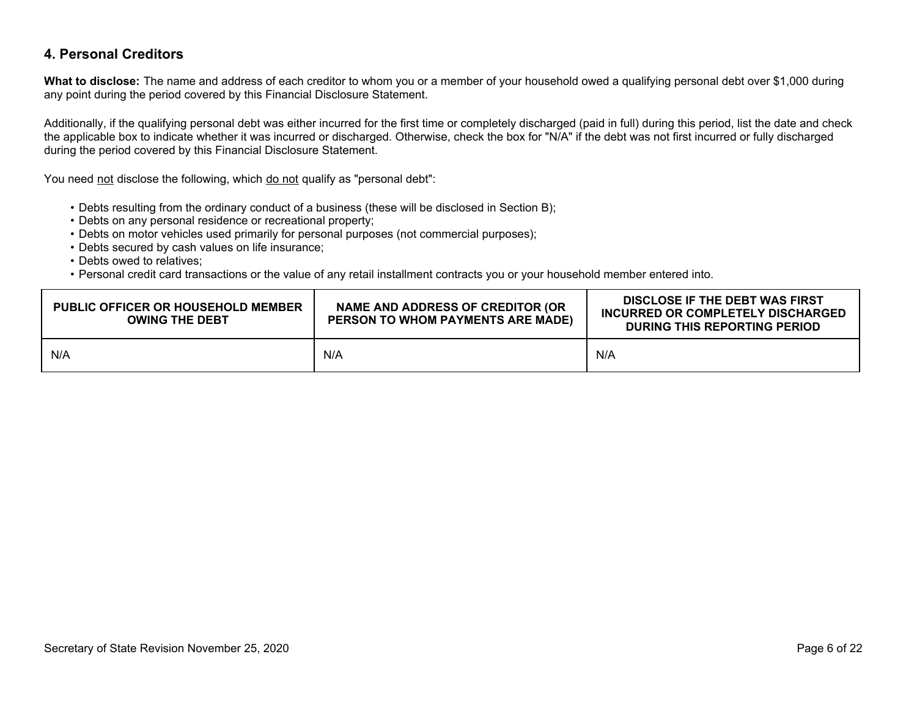## 4. Personal Creditors

**What to disclose:** The name and address of each creditor to whom you or a member of your household owed a qualifying personal debt over $1,000 during any point during the period covered by this Financial Disclosure Statement.

Additionally, if the qualifying personal debt was either incurred for the first time or completely discharged (paid in full) during this period, list the date and check the applicable box to indicate whether it was incurred or discharged. Otherwise, check the box for "N/A" if the debt was not first incurred or fully discharged during the period covered by this Financial Disclosure Statement.

You need not disclose the following, which do not qualify as "personal debt":

- Debts resulting from the ordinary conduct of a business (these will be disclosed in Section B);
- Debts on any personal residence or recreational property;
- Debts on motor vehicles used primarily for personal purposes (not commercial purposes);
- Debts secured by cash values on life insurance;
- Debts owed to relatives;
- Personal credit card transactions or the value of any retail installment contracts you or your household member entered into.

| PUBLIC OFFICER OR HOUSEHOLD MEMBER OWING THE DEBT | NAME AND ADDRESS OF CREDITOR (OR PERSON TO WHOM PAYMENTS ARE MADE) | DISCLOSE IF THE DEBT WAS FIRST INCURRED OR COMPLETELY DISCHARGED DURING THIS REPORTING PERIOD |
|---|---|---|
| N/A | N/A | N/A |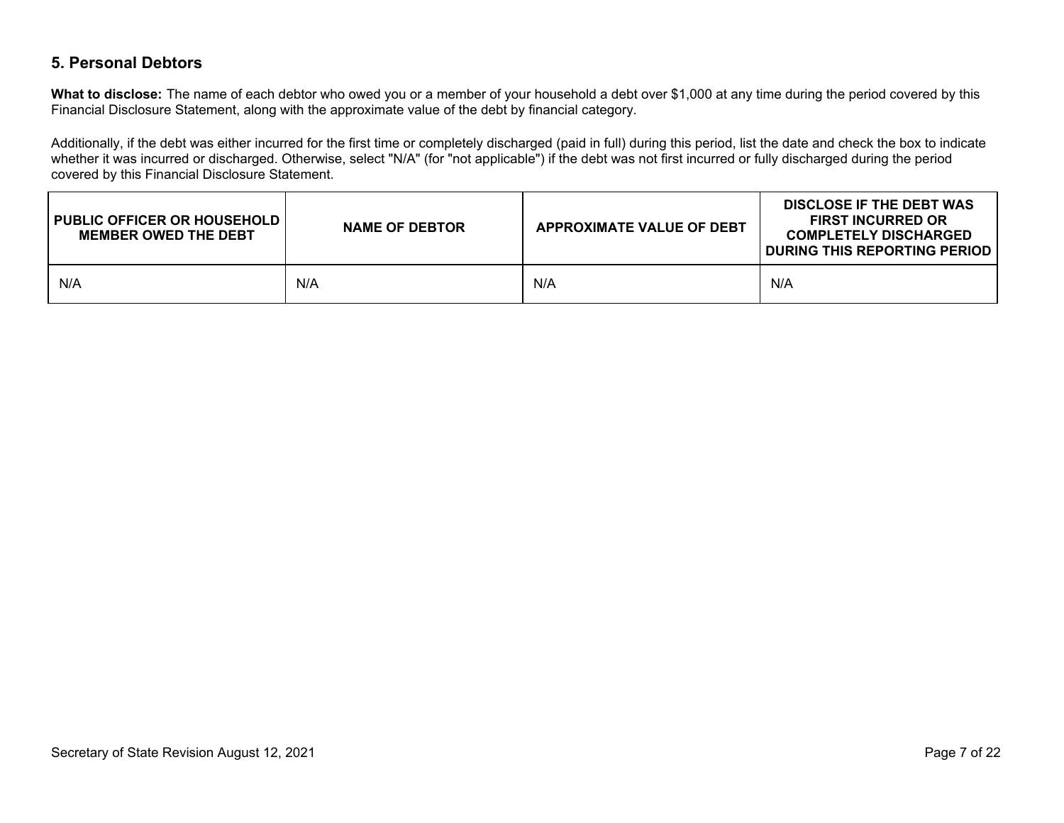## 5. Personal Debtors

**What to disclose:** The name of each debtor who owed you or a member of your household a debt over $1,000 at any time during the period covered by this Financial Disclosure Statement, along with the approximate value of the debt by financial category.

Additionally, if the debt was either incurred for the first time or completely discharged (paid in full) during this period, list the date and check the box to indicate whether it was incurred or discharged. Otherwise, select "N/A" (for "not applicable") if the debt was not first incurred or fully discharged during the period covered by this Financial Disclosure Statement.

| PUBLIC OFFICER OR HOUSEHOLD MEMBER OWED THE DEBT | NAME OF DEBTOR | APPROXIMATE VALUE OF DEBT | DISCLOSE IF THE DEBT WAS FIRST INCURRED OR COMPLETELY DISCHARGED DURING THIS REPORTING PERIOD |
|---|---|---|---|
| N/A | N/A | N/A | N/A |

Secretary of State Revision August 12, 2021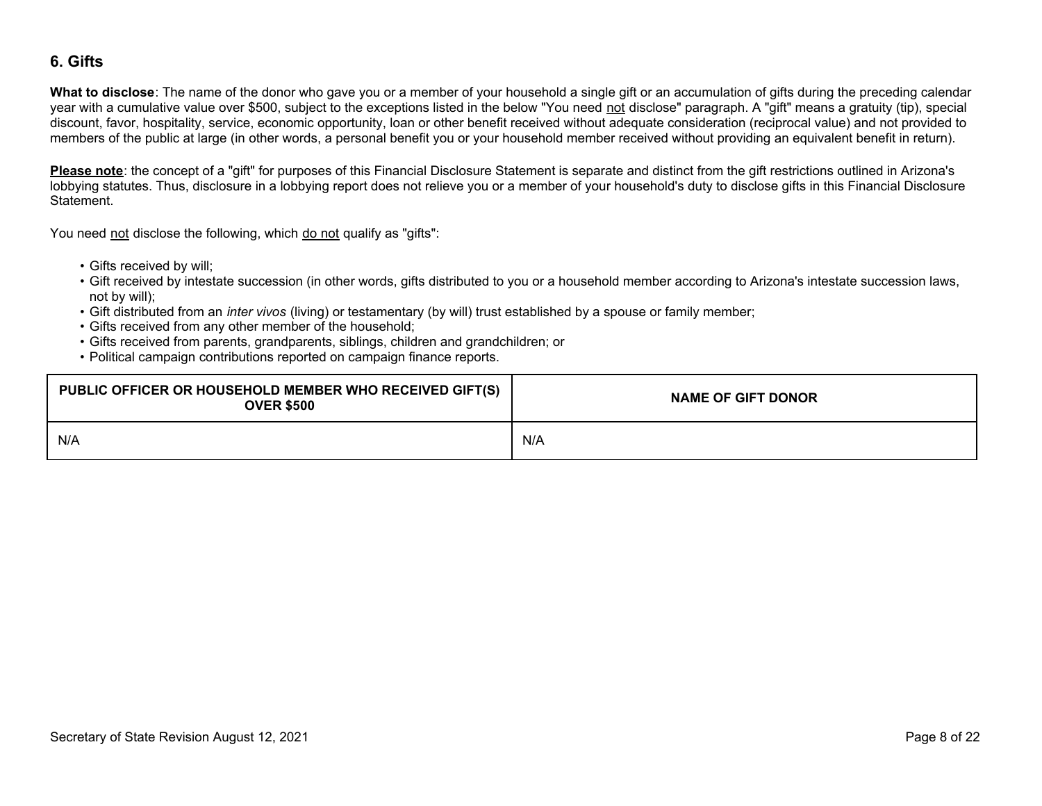## 6. Gifts

**What to disclose**: The name of the donor who gave you or a member of your household a single gift or an accumulation of gifts during the preceding calendar year with a cumulative value over $500, subject to the exceptions listed in the below "You need not disclose" paragraph. A "gift" means a gratuity (tip), special discount, favor, hospitality, service, economic opportunity, loan or other benefit received without adequate consideration (reciprocal value) and not provided to members of the public at large (in other words, a personal benefit you or your household member received without providing an equivalent benefit in return).

**Please note**: the concept of a "gift" for purposes of this Financial Disclosure Statement is separate and distinct from the gift restrictions outlined in Arizona's lobbying statutes. Thus, disclosure in a lobbying report does not relieve you or a member of your household's duty to disclose gifts in this Financial Disclosure Statement.

You need not disclose the following, which do not qualify as "gifts":

- Gifts received by will;
- Gift received by intestate succession (in other words, gifts distributed to you or a household member according to Arizona's intestate succession laws, not by will);
- Gift distributed from an *inter vivos* (living) or testamentary (by will) trust established by a spouse or family member;
- Gifts received from any other member of the household;
- Gifts received from parents, grandparents, siblings, children and grandchildren; or
- Political campaign contributions reported on campaign finance reports.

| PUBLIC OFFICER OR HOUSEHOLD MEMBER WHO RECEIVED GIFT(S) OVER $500 | NAME OF GIFT DONOR |
|---|---|
| N/A | N/A |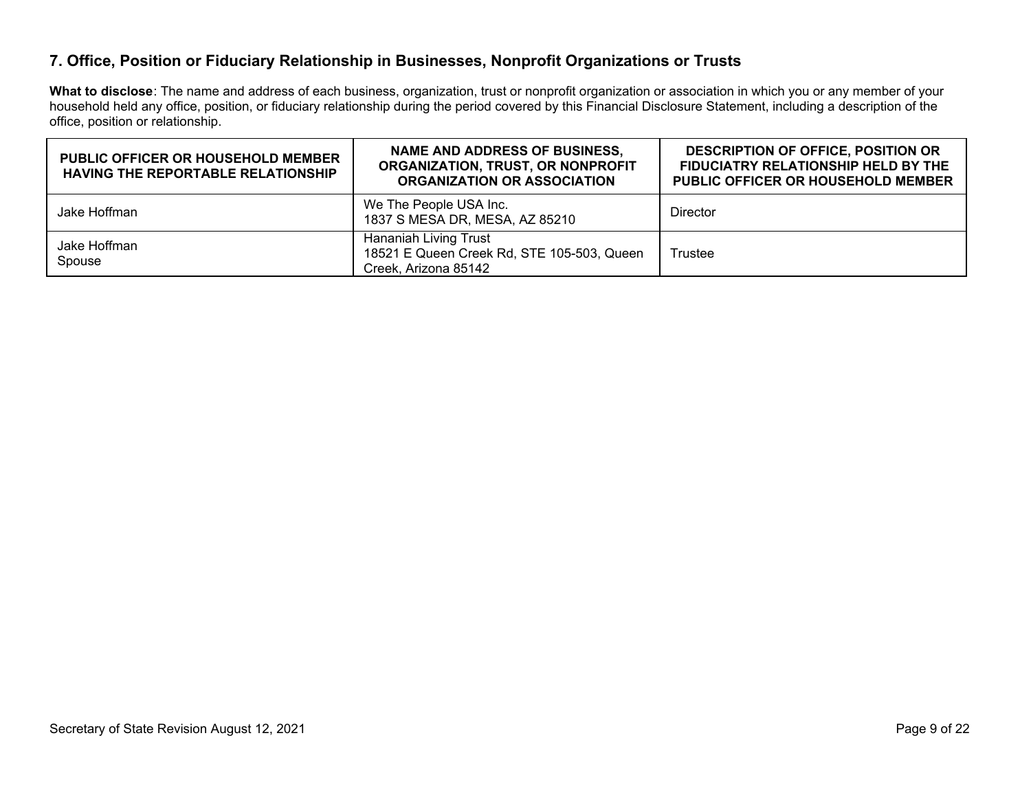## 7. Office, Position or Fiduciary Relationship in Businesses, Nonprofit Organizations or Trusts

**What to disclose**: The name and address of each business, organization, trust or nonprofit organization or association in which you or any member of your household held any office, position, or fiduciary relationship during the period covered by this Financial Disclosure Statement, including a description of the office, position or relationship.

| PUBLIC OFFICER OR HOUSEHOLD MEMBER HAVING THE REPORTABLE RELATIONSHIP | NAME AND ADDRESS OF BUSINESS, ORGANIZATION, TRUST, OR NONPROFIT ORGANIZATION OR ASSOCIATION | DESCRIPTION OF OFFICE, POSITION OR FIDUCIATRY RELATIONSHIP HELD BY THE PUBLIC OFFICER OR HOUSEHOLD MEMBER |
|---|---|---|
| Jake Hoffman | We The People USA Inc.<br>1837 S MESA DR, MESA, AZ 85210 | Director |
| Jake Hoffman<br>Spouse | Hananiah Living Trust<br>18521 E Queen Creek Rd, STE 105-503, Queen Creek, Arizona 85142 | Trustee |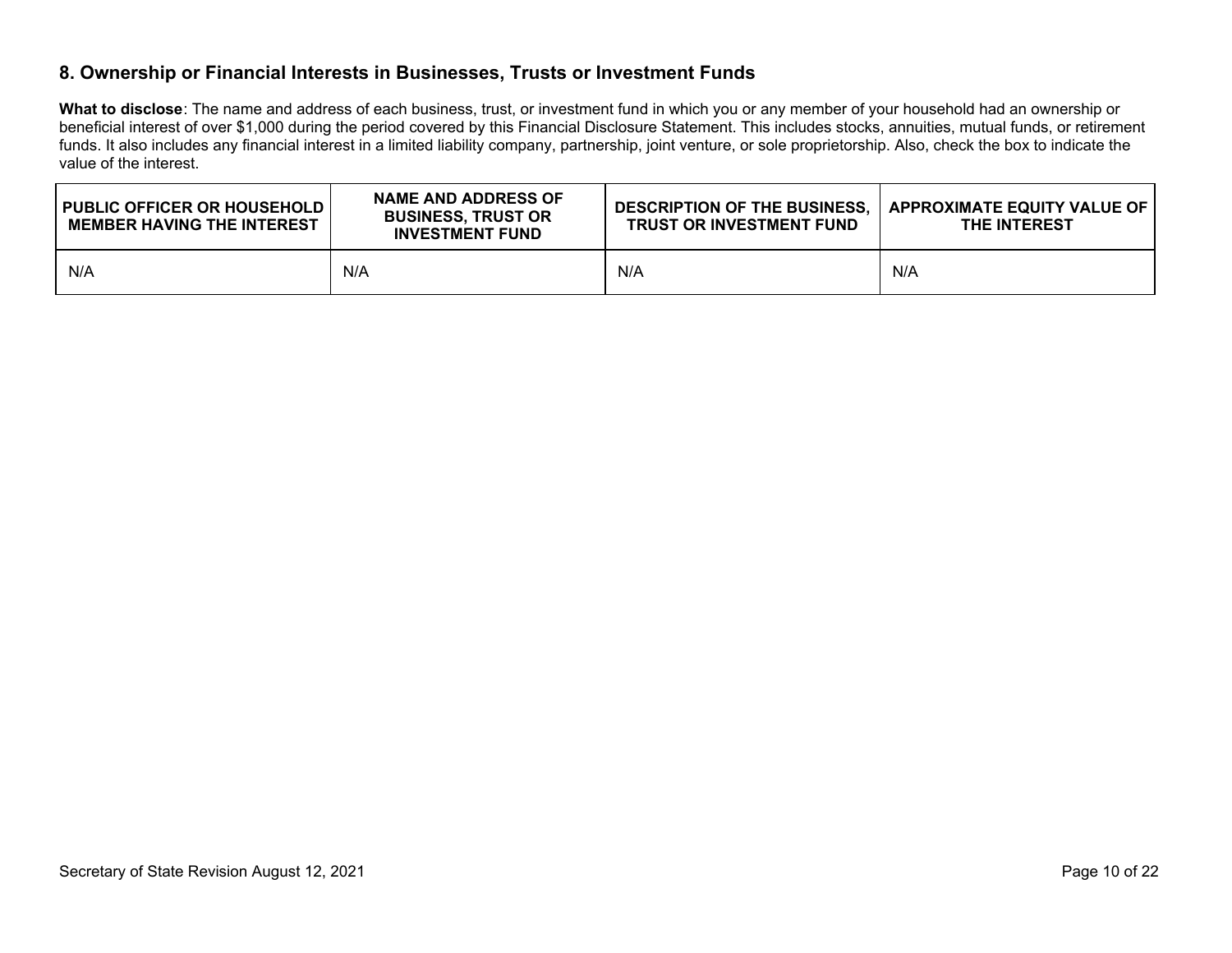## 8. Ownership or Financial Interests in Businesses, Trusts or Investment Funds

**What to disclose**: The name and address of each business, trust, or investment fund in which you or any member of your household had an ownership or beneficial interest of over $1,000 during the period covered by this Financial Disclosure Statement. This includes stocks, annuities, mutual funds, or retirement funds. It also includes any financial interest in a limited liability company, partnership, joint venture, or sole proprietorship. Also, check the box to indicate the value of the interest.

| PUBLIC OFFICER OR HOUSEHOLD MEMBER HAVING THE INTEREST | NAME AND ADDRESS OF BUSINESS, TRUST OR INVESTMENT FUND | DESCRIPTION OF THE BUSINESS, TRUST OR INVESTMENT FUND | APPROXIMATE EQUITY VALUE OF THE INTEREST |
|---|---|---|---|
| N/A | N/A | N/A | N/A |

Secretary of State Revision August 12, 2021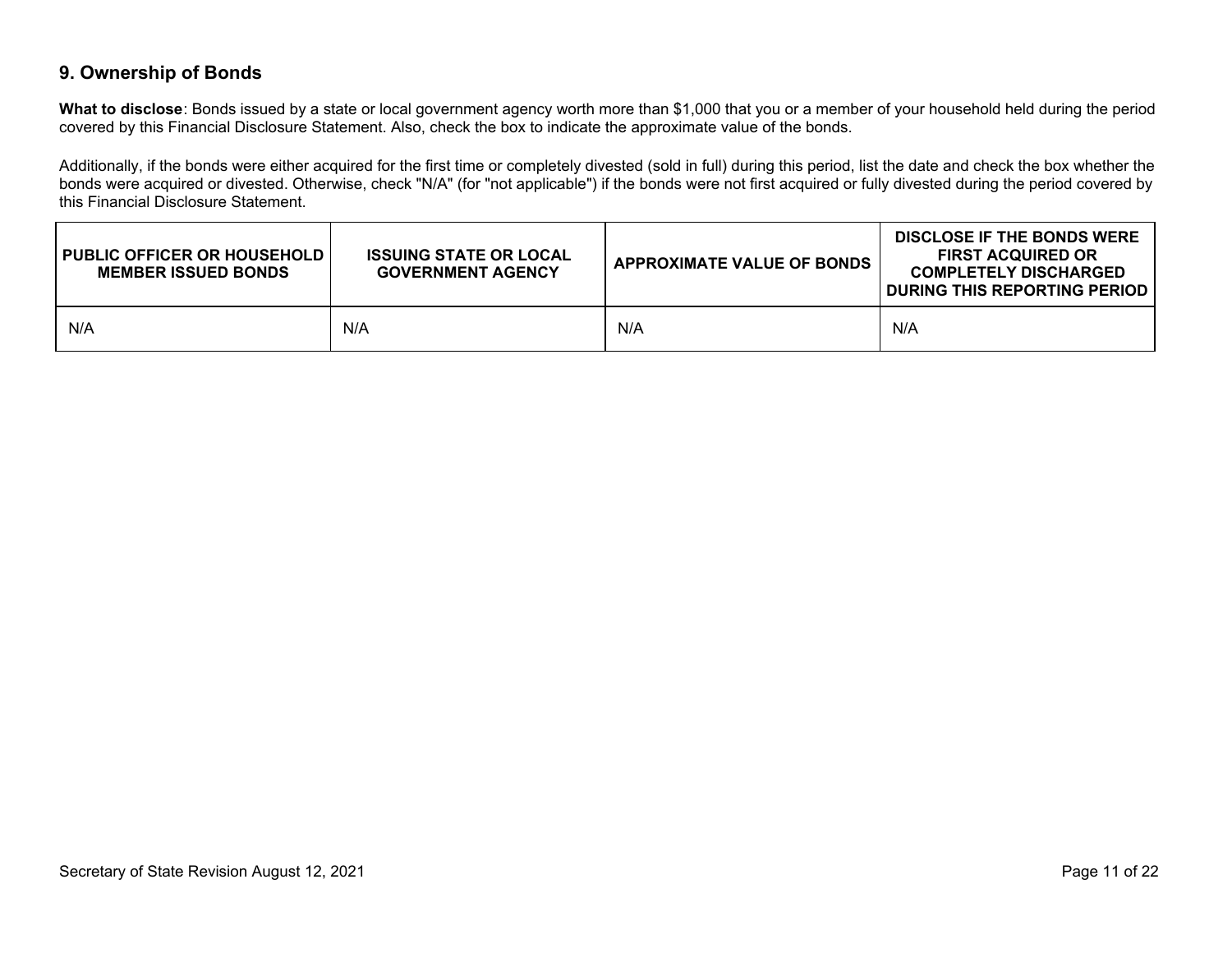## 9. Ownership of Bonds

**What to disclose**: Bonds issued by a state or local government agency worth more than $1,000 that you or a member of your household held during the period covered by this Financial Disclosure Statement. Also, check the box to indicate the approximate value of the bonds.

Additionally, if the bonds were either acquired for the first time or completely divested (sold in full) during this period, list the date and check the box whether the bonds were acquired or divested. Otherwise, check "N/A" (for "not applicable") if the bonds were not first acquired or fully divested during the period covered by this Financial Disclosure Statement.

| PUBLIC OFFICER OR HOUSEHOLD MEMBER ISSUED BONDS | ISSUING STATE OR LOCAL GOVERNMENT AGENCY | APPROXIMATE VALUE OF BONDS | DISCLOSE IF THE BONDS WERE FIRST ACQUIRED OR COMPLETELY DISCHARGED DURING THIS REPORTING PERIOD |
|---|---|---|---|
| N/A | N/A | N/A | N/A |

Secretary of State Revision August 12, 2021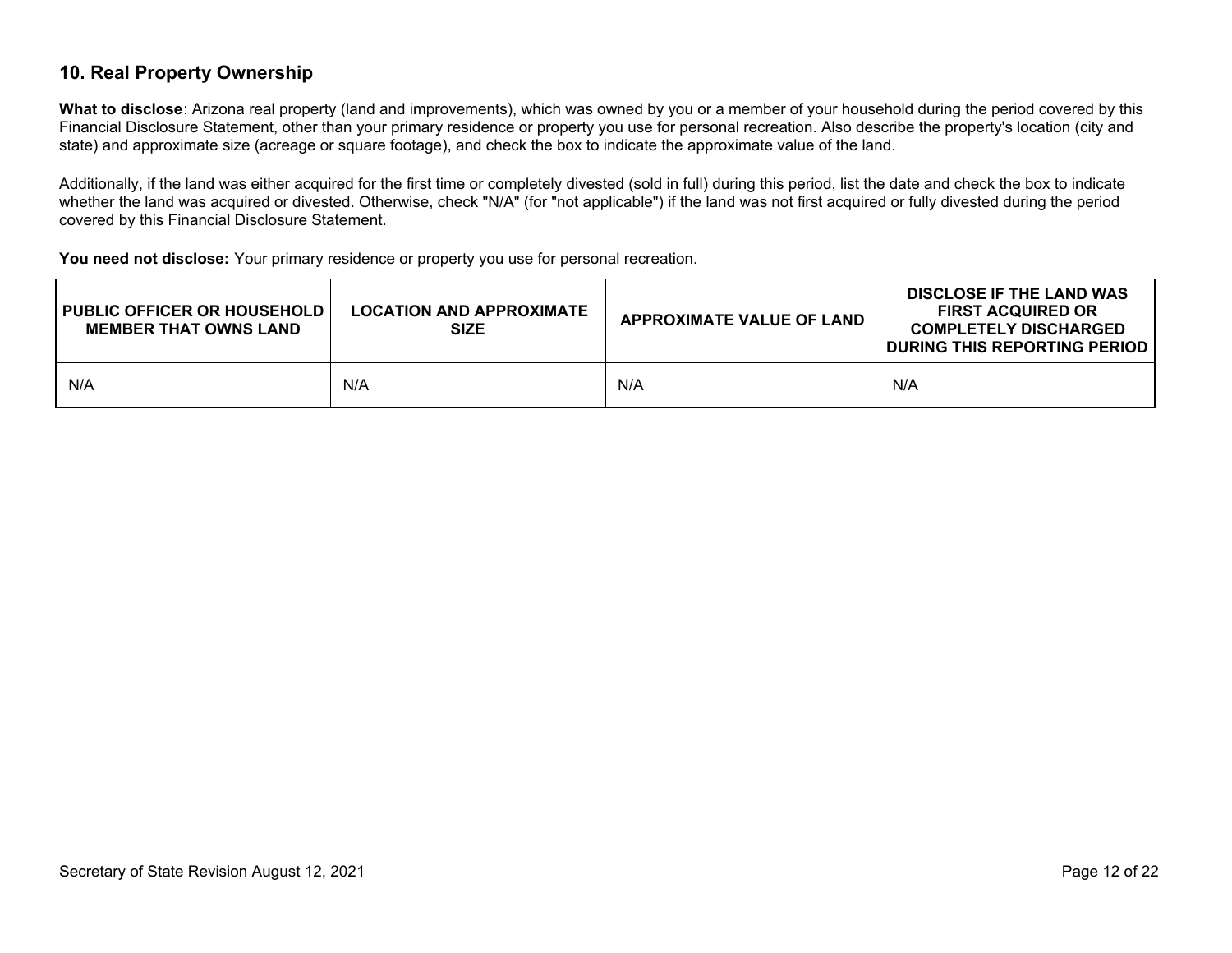## 10. Real Property Ownership

**What to disclose**: Arizona real property (land and improvements), which was owned by you or a member of your household during the period covered by this Financial Disclosure Statement, other than your primary residence or property you use for personal recreation. Also describe the property's location (city and state) and approximate size (acreage or square footage), and check the box to indicate the approximate value of the land.

Additionally, if the land was either acquired for the first time or completely divested (sold in full) during this period, list the date and check the box to indicate whether the land was acquired or divested. Otherwise, check "N/A" (for "not applicable") if the land was not first acquired or fully divested during the period covered by this Financial Disclosure Statement.

**You need not disclose:** Your primary residence or property you use for personal recreation.

| PUBLIC OFFICER OR HOUSEHOLD MEMBER THAT OWNS LAND | LOCATION AND APPROXIMATE SIZE | APPROXIMATE VALUE OF LAND | DISCLOSE IF THE LAND WAS FIRST ACQUIRED OR COMPLETELY DISCHARGED DURING THIS REPORTING PERIOD |
|---|---|---|---|
| N/A | N/A | N/A | N/A |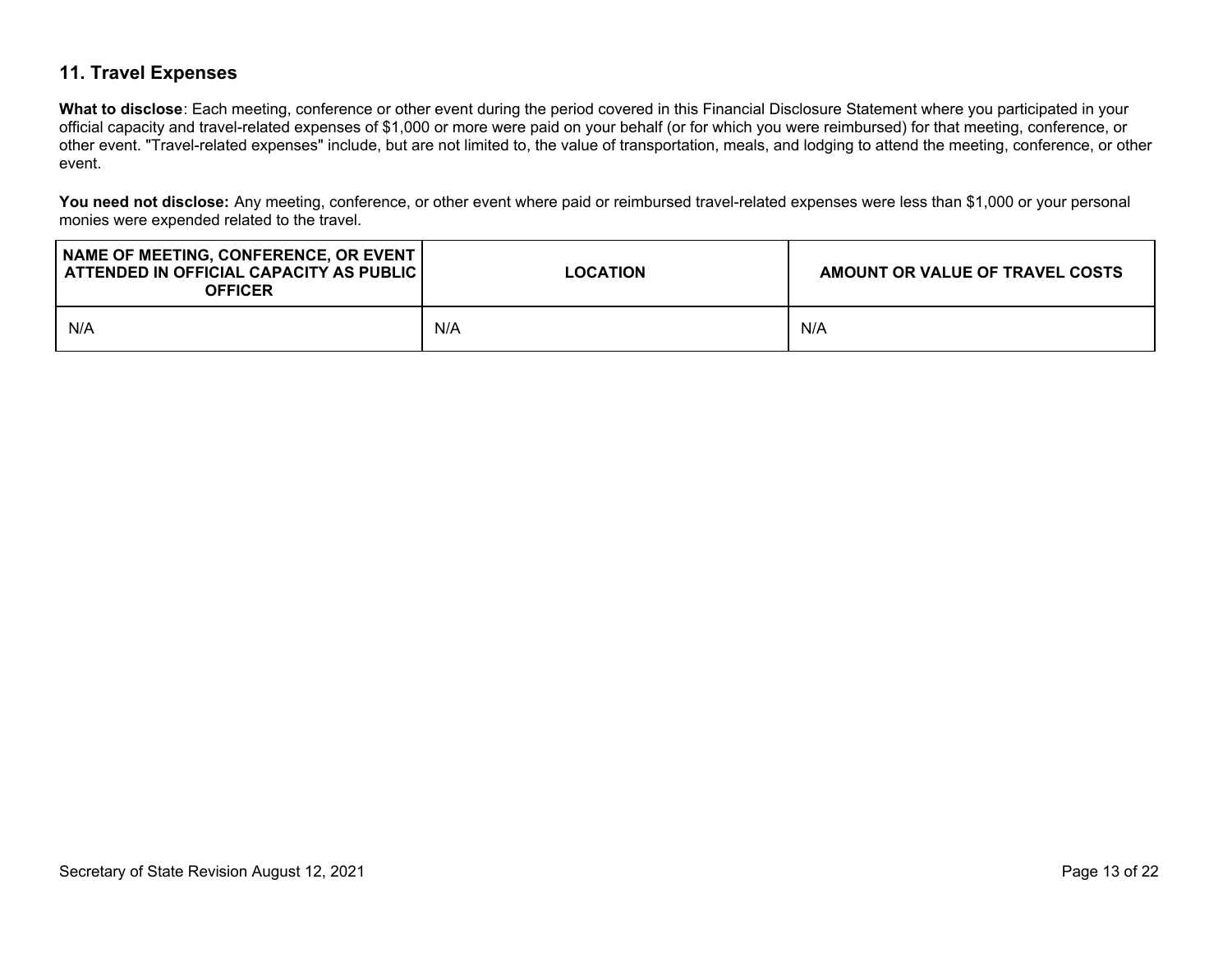## 11. Travel Expenses

**What to disclose**: Each meeting, conference or other event during the period covered in this Financial Disclosure Statement where you participated in your official capacity and travel-related expenses of $1,000 or more were paid on your behalf (or for which you were reimbursed) for that meeting, conference, or other event. "Travel-related expenses" include, but are not limited to, the value of transportation, meals, and lodging to attend the meeting, conference, or other event.

**You need not disclose:** Any meeting, conference, or other event where paid or reimbursed travel-related expenses were less than $1,000 or your personal monies were expended related to the travel.

| NAME OF MEETING, CONFERENCE, OR EVENT ATTENDED IN OFFICIAL CAPACITY AS PUBLIC OFFICER | LOCATION | AMOUNT OR VALUE OF TRAVEL COSTS |
|---|---|---|
| N/A | N/A | N/A |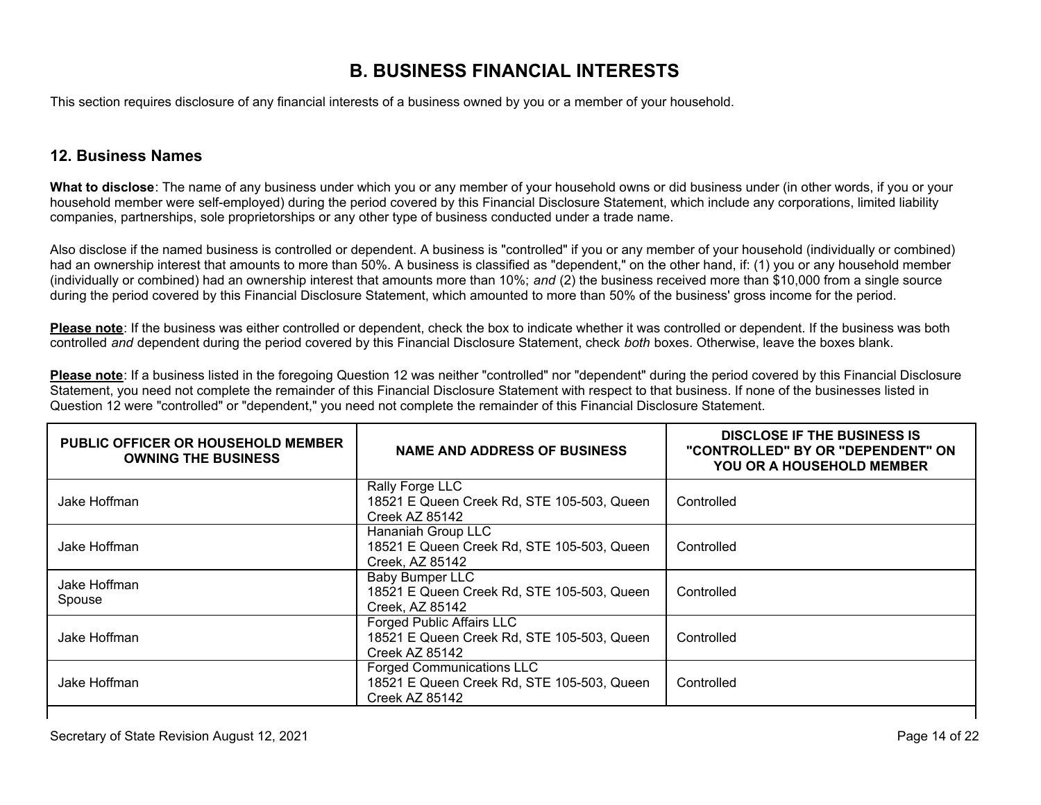# B. BUSINESS FINANCIAL INTERESTS

This section requires disclosure of any financial interests of a business owned by you or a member of your household.

## 12. Business Names

**What to disclose**: The name of any business under which you or any member of your household owns or did business under (in other words, if you or your household member were self-employed) during the period covered by this Financial Disclosure Statement, which include any corporations, limited liability companies, partnerships, sole proprietorships or any other type of business conducted under a trade name.

Also disclose if the named business is controlled or dependent. A business is "controlled" if you or any member of your household (individually or combined) had an ownership interest that amounts to more than 50%. A business is classified as "dependent," on the other hand, if: (1) you or any household member (individually or combined) had an ownership interest that amounts more than 10%; *and* (2) the business received more than $10,000 from a single source during the period covered by this Financial Disclosure Statement, which amounted to more than 50% of the business' gross income for the period.

**Please note**: If the business was either controlled or dependent, check the box to indicate whether it was controlled or dependent. If the business was both controlled *and* dependent during the period covered by this Financial Disclosure Statement, check *both* boxes. Otherwise, leave the boxes blank.

**Please note**: If a business listed in the foregoing Question 12 was neither "controlled" nor "dependent" during the period covered by this Financial Disclosure Statement, you need not complete the remainder of this Financial Disclosure Statement with respect to that business. If none of the businesses listed in Question 12 were "controlled" or "dependent," you need not complete the remainder of this Financial Disclosure Statement.

| PUBLIC OFFICER OR HOUSEHOLD MEMBER OWNING THE BUSINESS | NAME AND ADDRESS OF BUSINESS | DISCLOSE IF THE BUSINESS IS "CONTROLLED" BY OR "DEPENDENT" ON YOU OR A HOUSEHOLD MEMBER |
|---|---|---|
| Jake Hoffman | Rally Forge LLC<br>18521 E Queen Creek Rd, STE 105-503, Queen Creek AZ 85142 | Controlled |
| Jake Hoffman | Hananiah Group LLC<br>18521 E Queen Creek Rd, STE 105-503, Queen Creek, AZ 85142 | Controlled |
| Jake Hoffman<br>Spouse | Baby Bumper LLC<br>18521 E Queen Creek Rd, STE 105-503, Queen Creek, AZ 85142 | Controlled |
| Jake Hoffman | Forged Public Affairs LLC<br>18521 E Queen Creek Rd, STE 105-503, Queen Creek AZ 85142 | Controlled |
| Jake Hoffman | Forged Communications LLC<br>18521 E Queen Creek Rd, STE 105-503, Queen Creek AZ 85142 | Controlled |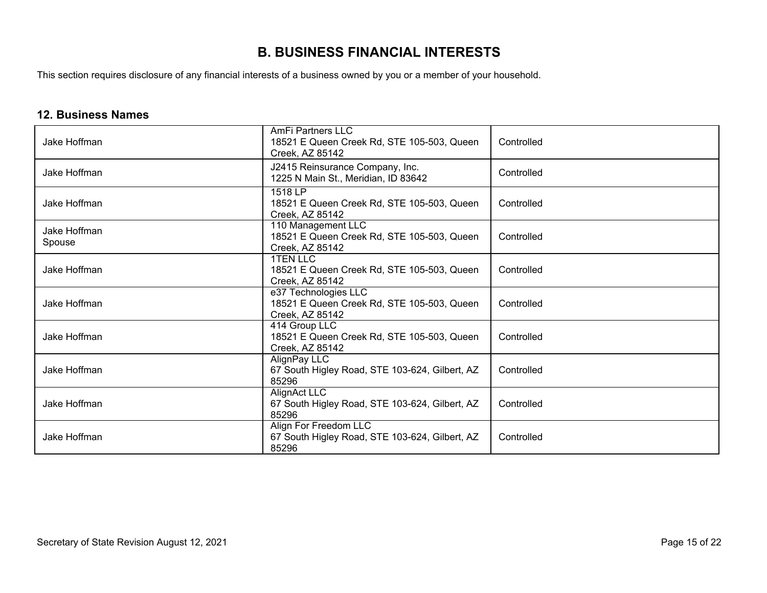## B. BUSINESS FINANCIAL INTERESTS

This section requires disclosure of any financial interests of a business owned by you or a member of your household.

### 12. Business Names

| | | |
|---|---|---|
| Jake Hoffman | AmFi Partners LLC<br>18521 E Queen Creek Rd, STE 105-503, Queen Creek, AZ 85142 | Controlled |
| Jake Hoffman | J2415 Reinsurance Company, Inc.<br>1225 N Main St., Meridian, ID 83642 | Controlled |
| Jake Hoffman | 1518 LP<br>18521 E Queen Creek Rd, STE 105-503, Queen Creek, AZ 85142 | Controlled |
| Jake Hoffman<br>Spouse | 110 Management LLC<br>18521 E Queen Creek Rd, STE 105-503, Queen Creek, AZ 85142 | Controlled |
| Jake Hoffman | 1TEN LLC<br>18521 E Queen Creek Rd, STE 105-503, Queen Creek, AZ 85142 | Controlled |
| Jake Hoffman | e37 Technologies LLC<br>18521 E Queen Creek Rd, STE 105-503, Queen Creek, AZ 85142 | Controlled |
| Jake Hoffman | 414 Group LLC<br>18521 E Queen Creek Rd, STE 105-503, Queen Creek, AZ 85142 | Controlled |
| Jake Hoffman | AlignPay LLC<br>67 South Higley Road, STE 103-624, Gilbert, AZ 85296 | Controlled |
| Jake Hoffman | AlignAct LLC<br>67 South Higley Road, STE 103-624, Gilbert, AZ 85296 | Controlled |
| Jake Hoffman | Align For Freedom LLC<br>67 South Higley Road, STE 103-624, Gilbert, AZ 85296 | Controlled |

Secretary of State Revision August 12, 2021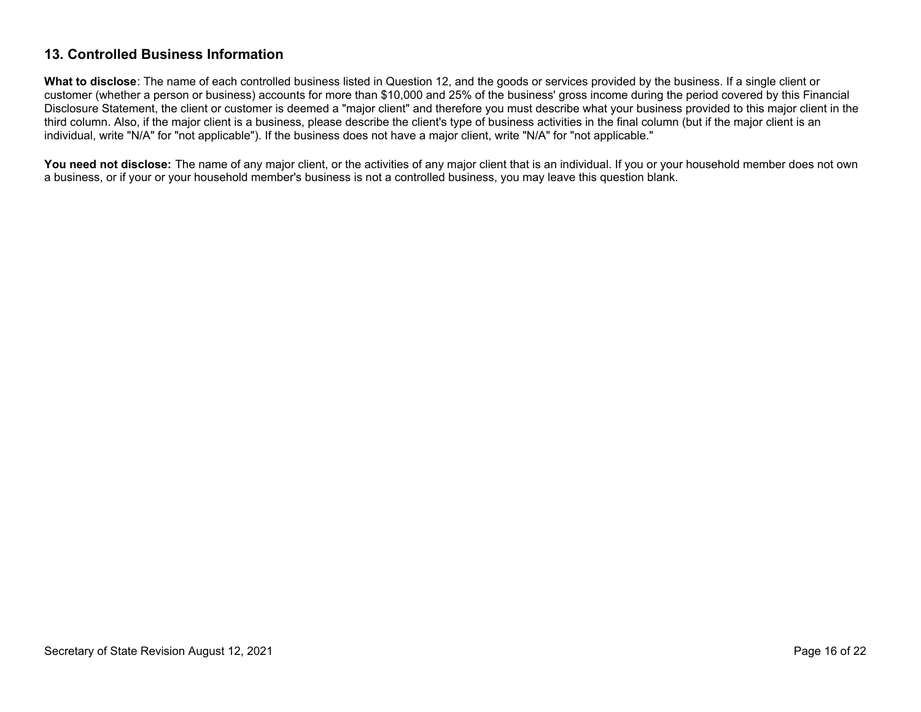## 13. Controlled Business Information

**What to disclose**: The name of each controlled business listed in Question 12, and the goods or services provided by the business. If a single client or customer (whether a person or business) accounts for more than $10,000 and 25% of the business' gross income during the period covered by this Financial Disclosure Statement, the client or customer is deemed a "major client" and therefore you must describe what your business provided to this major client in the third column. Also, if the major client is a business, please describe the client's type of business activities in the final column (but if the major client is an individual, write "N/A" for "not applicable"). If the business does not have a major client, write "N/A" for "not applicable."

**You need not disclose:** The name of any major client, or the activities of any major client that is an individual. If you or your household member does not own a business, or if your or your household member's business is not a controlled business, you may leave this question blank.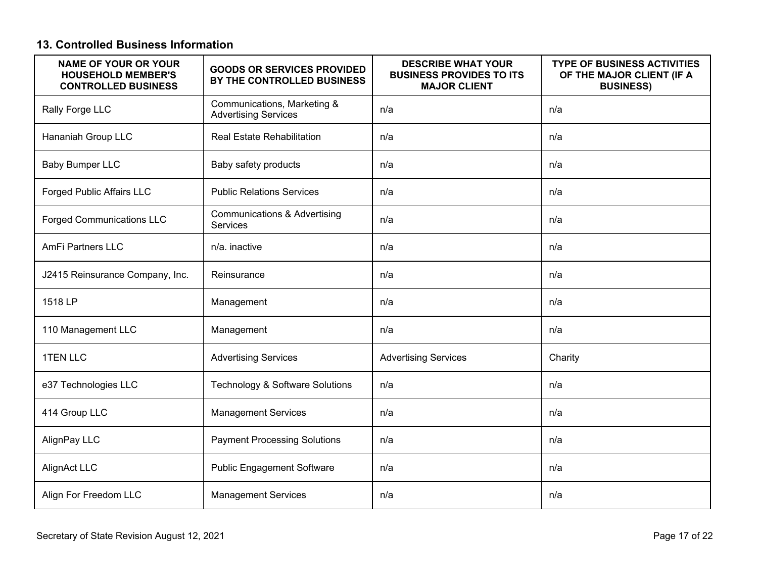### 13. Controlled Business Information

| NAME OF YOUR OR YOUR HOUSEHOLD MEMBER'S CONTROLLED BUSINESS | GOODS OR SERVICES PROVIDED BY THE CONTROLLED BUSINESS | DESCRIBE WHAT YOUR BUSINESS PROVIDES TO ITS MAJOR CLIENT | TYPE OF BUSINESS ACTIVITIES OF THE MAJOR CLIENT (IF A BUSINESS) |
|---|---|---|---|
| Rally Forge LLC | Communications, Marketing & Advertising Services | n/a | n/a |
| Hananiah Group LLC | Real Estate Rehabilitation | n/a | n/a |
| Baby Bumper LLC | Baby safety products | n/a | n/a |
| Forged Public Affairs LLC | Public Relations Services | n/a | n/a |
| Forged Communications LLC | Communications & Advertising Services | n/a | n/a |
| AmFi Partners LLC | n/a. inactive | n/a | n/a |
| J2415 Reinsurance Company, Inc. | Reinsurance | n/a | n/a |
| 1518 LP | Management | n/a | n/a |
| 110 Management LLC | Management | n/a | n/a |
| 1TEN LLC | Advertising Services | Advertising Services | Charity |
| e37 Technologies LLC | Technology & Software Solutions | n/a | n/a |
| 414 Group LLC | Management Services | n/a | n/a |
| AlignPay LLC | Payment Processing Solutions | n/a | n/a |
| AlignAct LLC | Public Engagement Software | n/a | n/a |
| Align For Freedom LLC | Management Services | n/a | n/a |

Secretary of State Revision August 12, 2021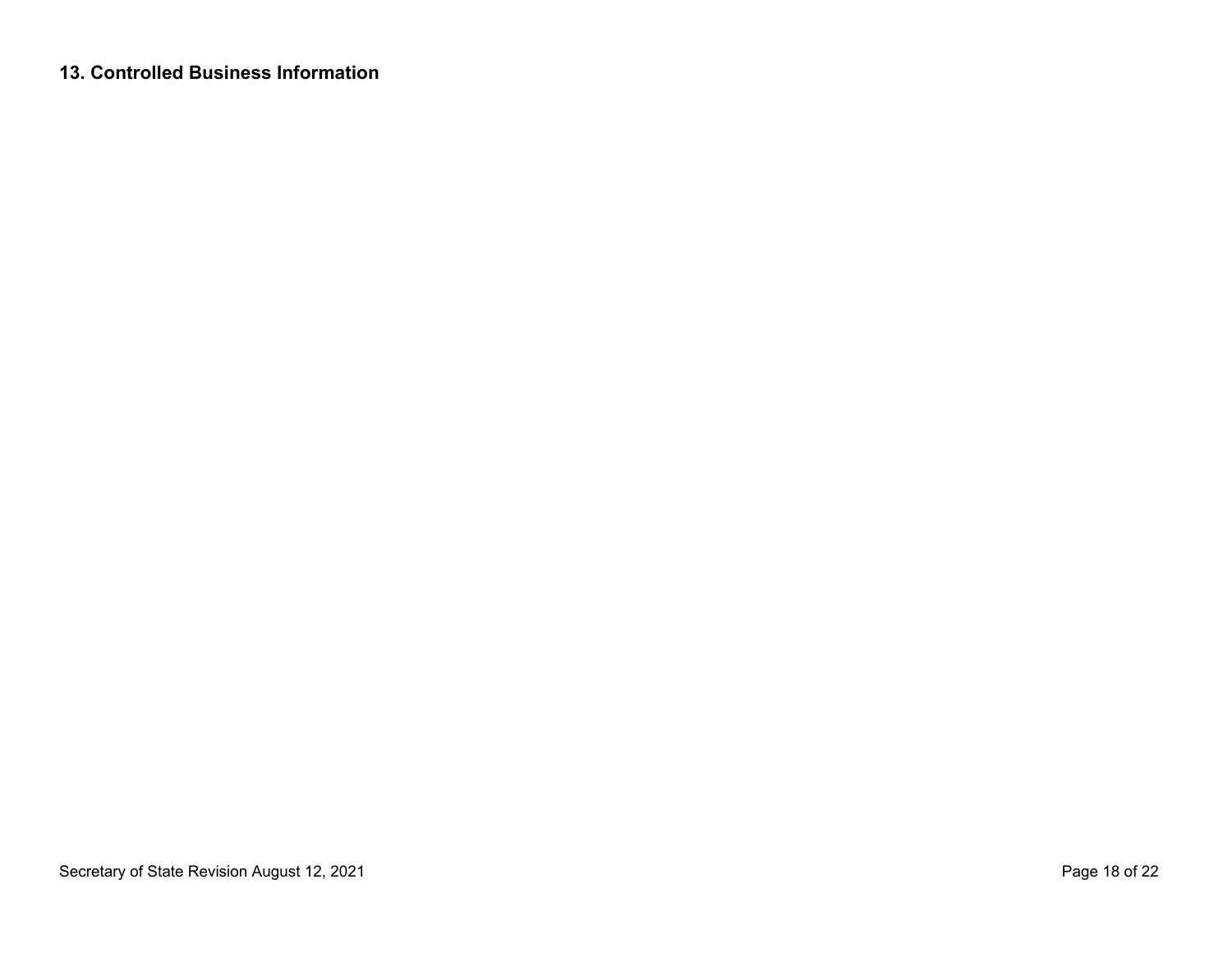## 13. Controlled Business Information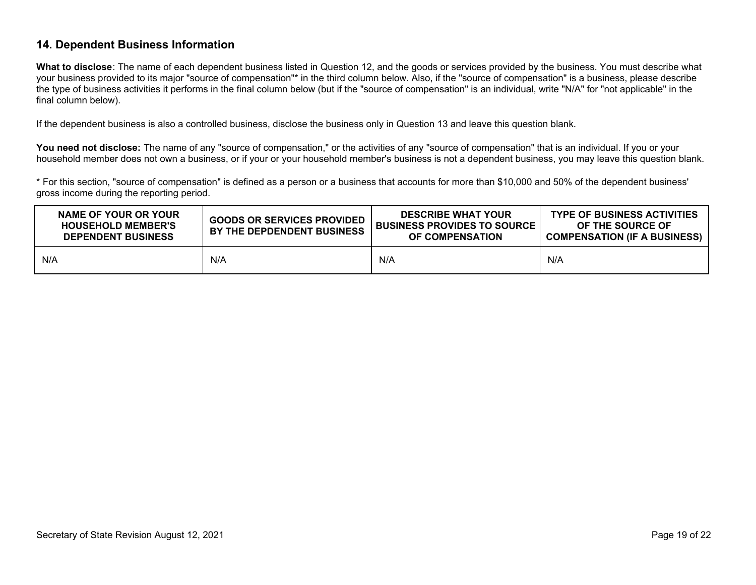## 14. Dependent Business Information

**What to disclose**: The name of each dependent business listed in Question 12, and the goods or services provided by the business. You must describe what your business provided to its major "source of compensation"* in the third column below. Also, if the "source of compensation" is a business, please describe the type of business activities it performs in the final column below (but if the "source of compensation" is an individual, write "N/A" for "not applicable" in the final column below).

If the dependent business is also a controlled business, disclose the business only in Question 13 and leave this question blank.

**You need not disclose:** The name of any "source of compensation," or the activities of any "source of compensation" that is an individual. If you or your household member does not own a business, or if your or your household member's business is not a dependent business, you may leave this question blank.

* For this section, "source of compensation" is defined as a person or a business that accounts for more than $10,000 and 50% of the dependent business' gross income during the reporting period.

| NAME OF YOUR OR YOUR HOUSEHOLD MEMBER'S DEPENDENT BUSINESS | GOODS OR SERVICES PROVIDED BY THE DEPDENDENT BUSINESS | DESCRIBE WHAT YOUR BUSINESS PROVIDES TO SOURCE OF COMPENSATION | TYPE OF BUSINESS ACTIVITIES OF THE SOURCE OF COMPENSATION (IF A BUSINESS) |
|---|---|---|---|
| N/A | N/A | N/A | N/A |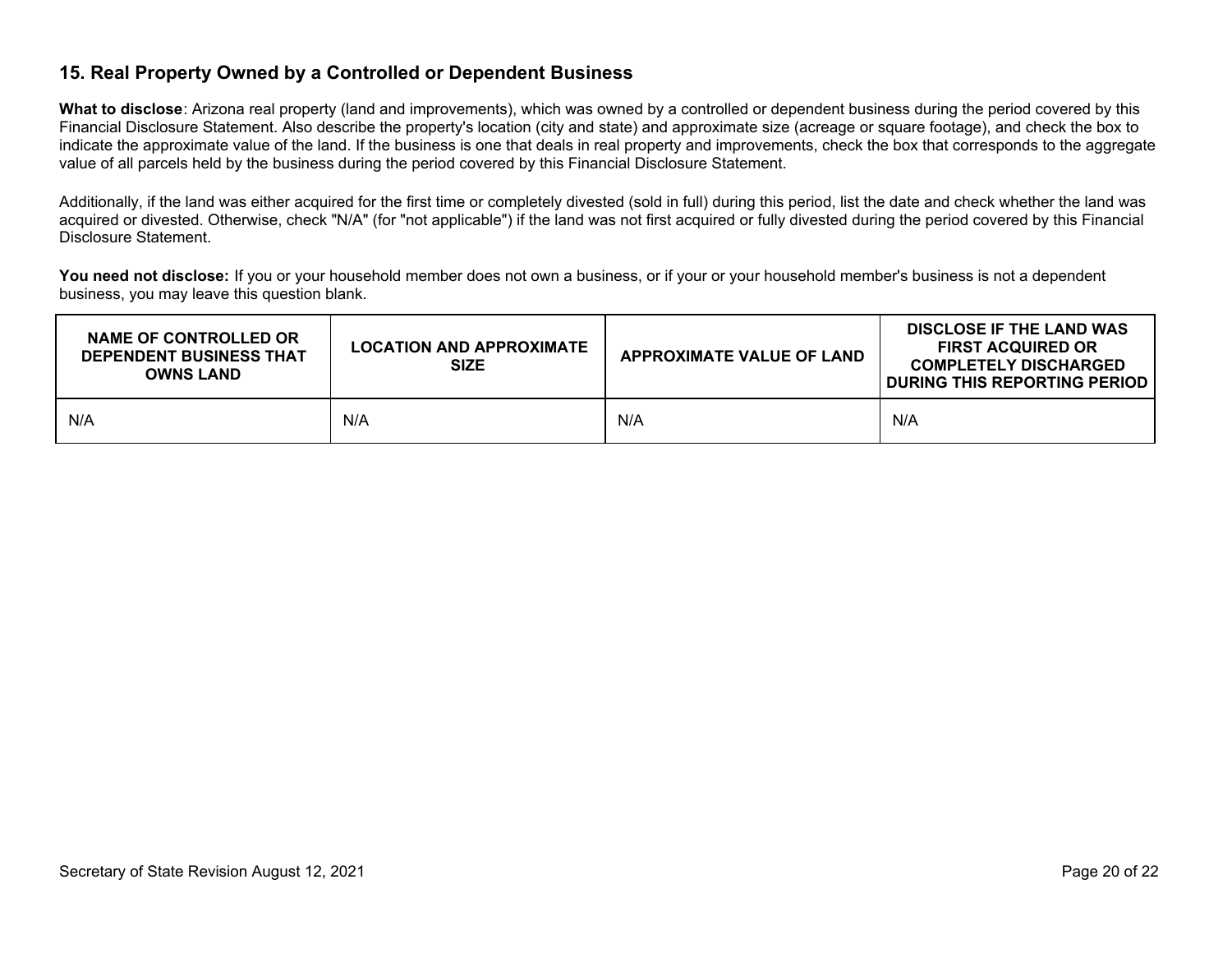## 15. Real Property Owned by a Controlled or Dependent Business

**What to disclose**: Arizona real property (land and improvements), which was owned by a controlled or dependent business during the period covered by this Financial Disclosure Statement. Also describe the property's location (city and state) and approximate size (acreage or square footage), and check the box to indicate the approximate value of the land. If the business is one that deals in real property and improvements, check the box that corresponds to the aggregate value of all parcels held by the business during the period covered by this Financial Disclosure Statement.

Additionally, if the land was either acquired for the first time or completely divested (sold in full) during this period, list the date and check whether the land was acquired or divested. Otherwise, check "N/A" (for "not applicable") if the land was not first acquired or fully divested during the period covered by this Financial Disclosure Statement.

**You need not disclose:** If you or your household member does not own a business, or if your or your household member's business is not a dependent business, you may leave this question blank.

| NAME OF CONTROLLED OR DEPENDENT BUSINESS THAT OWNS LAND | LOCATION AND APPROXIMATE SIZE | APPROXIMATE VALUE OF LAND | DISCLOSE IF THE LAND WAS FIRST ACQUIRED OR COMPLETELY DISCHARGED DURING THIS REPORTING PERIOD |
|---|---|---|---|
| N/A | N/A | N/A | N/A |

Secretary of State Revision August 12, 2021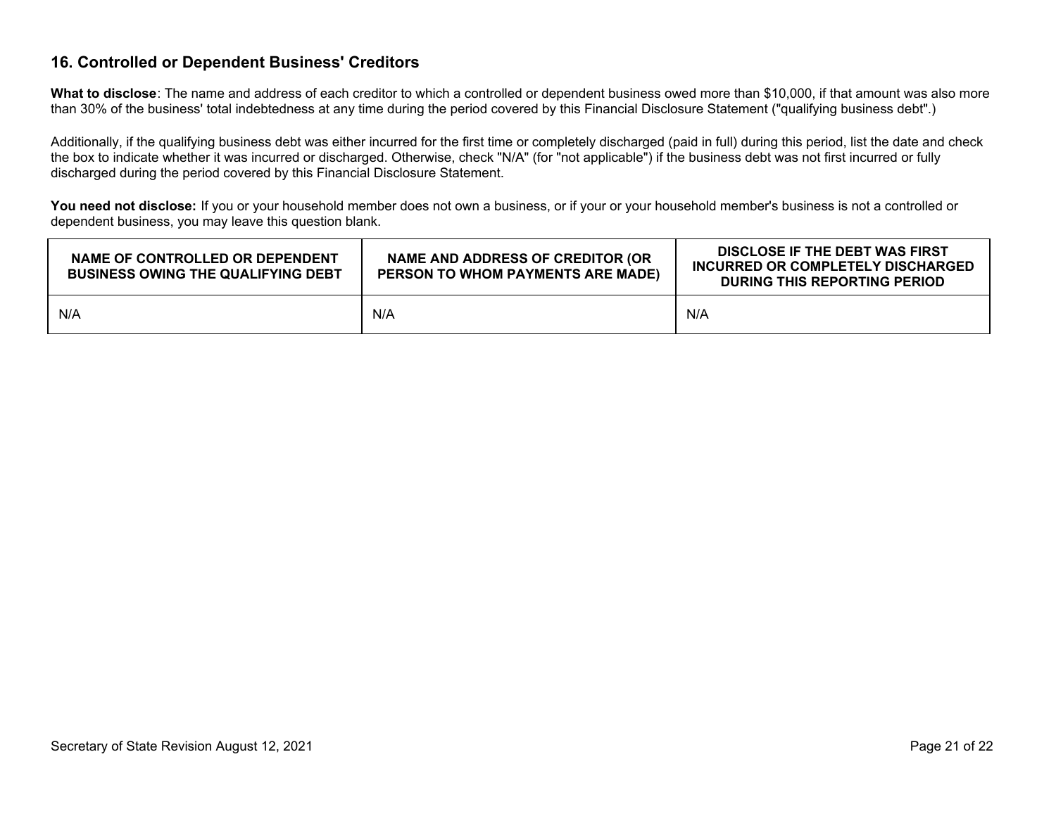## 16. Controlled or Dependent Business' Creditors

**What to disclose**: The name and address of each creditor to which a controlled or dependent business owed more than $10,000, if that amount was also more than 30% of the business' total indebtedness at any time during the period covered by this Financial Disclosure Statement ("qualifying business debt".)

Additionally, if the qualifying business debt was either incurred for the first time or completely discharged (paid in full) during this period, list the date and check the box to indicate whether it was incurred or discharged. Otherwise, check "N/A" (for "not applicable") if the business debt was not first incurred or fully discharged during the period covered by this Financial Disclosure Statement.

**You need not disclose:** If you or your household member does not own a business, or if your or your household member's business is not a controlled or dependent business, you may leave this question blank.

| NAME OF CONTROLLED OR DEPENDENT BUSINESS OWING THE QUALIFYING DEBT | NAME AND ADDRESS OF CREDITOR (OR PERSON TO WHOM PAYMENTS ARE MADE) | DISCLOSE IF THE DEBT WAS FIRST INCURRED OR COMPLETELY DISCHARGED DURING THIS REPORTING PERIOD |
|---|---|---|
| N/A | N/A | N/A |

Secretary of State Revision August 12, 2021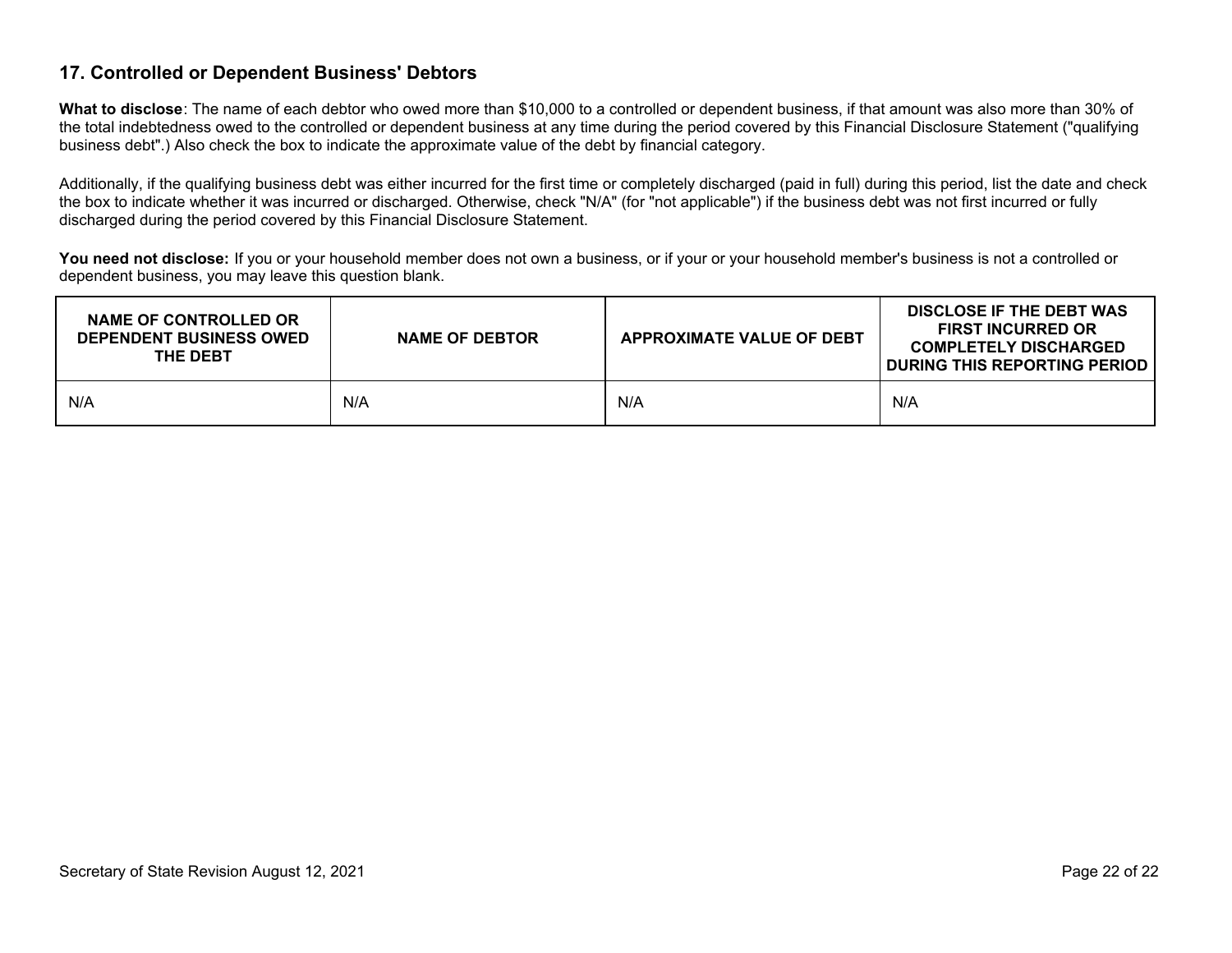## 17. Controlled or Dependent Business' Debtors

**What to disclose**: The name of each debtor who owed more than $10,000 to a controlled or dependent business, if that amount was also more than 30% of the total indebtedness owed to the controlled or dependent business at any time during the period covered by this Financial Disclosure Statement ("qualifying business debt".) Also check the box to indicate the approximate value of the debt by financial category.

Additionally, if the qualifying business debt was either incurred for the first time or completely discharged (paid in full) during this period, list the date and check the box to indicate whether it was incurred or discharged. Otherwise, check "N/A" (for "not applicable") if the business debt was not first incurred or fully discharged during the period covered by this Financial Disclosure Statement.

**You need not disclose:** If you or your household member does not own a business, or if your or your household member's business is not a controlled or dependent business, you may leave this question blank.

| NAME OF CONTROLLED OR DEPENDENT BUSINESS OWED THE DEBT | NAME OF DEBTOR | APPROXIMATE VALUE OF DEBT | DISCLOSE IF THE DEBT WAS FIRST INCURRED OR COMPLETELY DISCHARGED DURING THIS REPORTING PERIOD |
|---|---|---|---|
| N/A | N/A | N/A | N/A |

Secretary of State Revision August 12, 2021